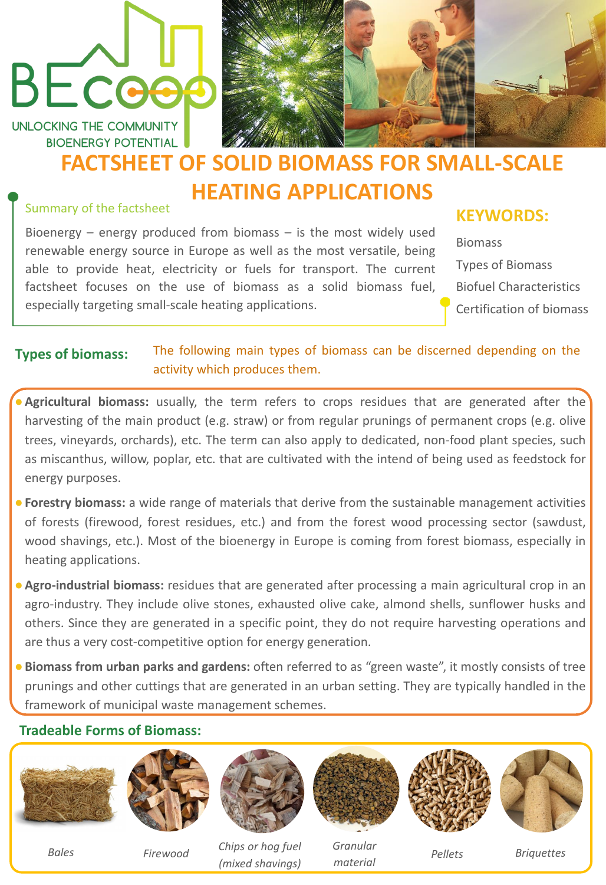BEcoop

UNLOCKING THE COMMUNITY BIOENERGY POTENTIAL

# FACTSHEET OF SOLID BIOMASS FOR SMALL-SCALE HEATING APPLICATIONS

## Summary of the factsheet

Bioenergy – energy produced from biomass – is the most widely used renewable energy source in Europe as well as the most versatile, being able to provide heat, electricity or fuels for transport. The current factsheet focuses on the use of biomass as a solid biomass fuel, especially targeting small-scale heating applications.

## KEYWORDS:

Biomass

Types of Biomass

Biofuel Characteristics

Certification of biomass

## Types of biomass:

The following main types of biomass can be discerned depending on the activity which produces them.

- **Agricultural biomass:** usually, the term refers to crops residues that are generated after the harvesting of the main product (e.g. straw) or from regular prunings of permanent crops (e.g. olive trees, vineyards, orchards), etc. The term can also apply to dedicated, non-food plant species, such as miscanthus, willow, poplar, etc. that are cultivated with the intend of being used as feedstock for energy purposes.
- **Forestry biomass:** a wide range of materials that derive from the sustainable management activities of forests (firewood, forest residues, etc.) and from the forest wood processing sector (sawdust, wood shavings, etc.). Most of the bioenergy in Europe is coming from forest biomass, especially in heating applications.
- **Agro-industrial biomass:** residues that are generated after processing a main agricultural crop in an agro-industry. They include olive stones, exhausted olive cake, almond shells, sunflower husks and others. Since they are generated in a specific point, they do not require harvesting operations and are thus a very cost-competitive option for energy generation.
- **Biomass from urban parks and gardens:** often referred to as "green waste", it mostly consists of tree prunings and other cuttings that are generated in an urban setting. They are typically handled in the framework of municipal waste management schemes.

## Tradeable Forms of Biomass:

*Bales*

*Firewood*

*Chips or hog fuel (mixed shavings)*

*Granular material*

*Pellets*

*Briquettes*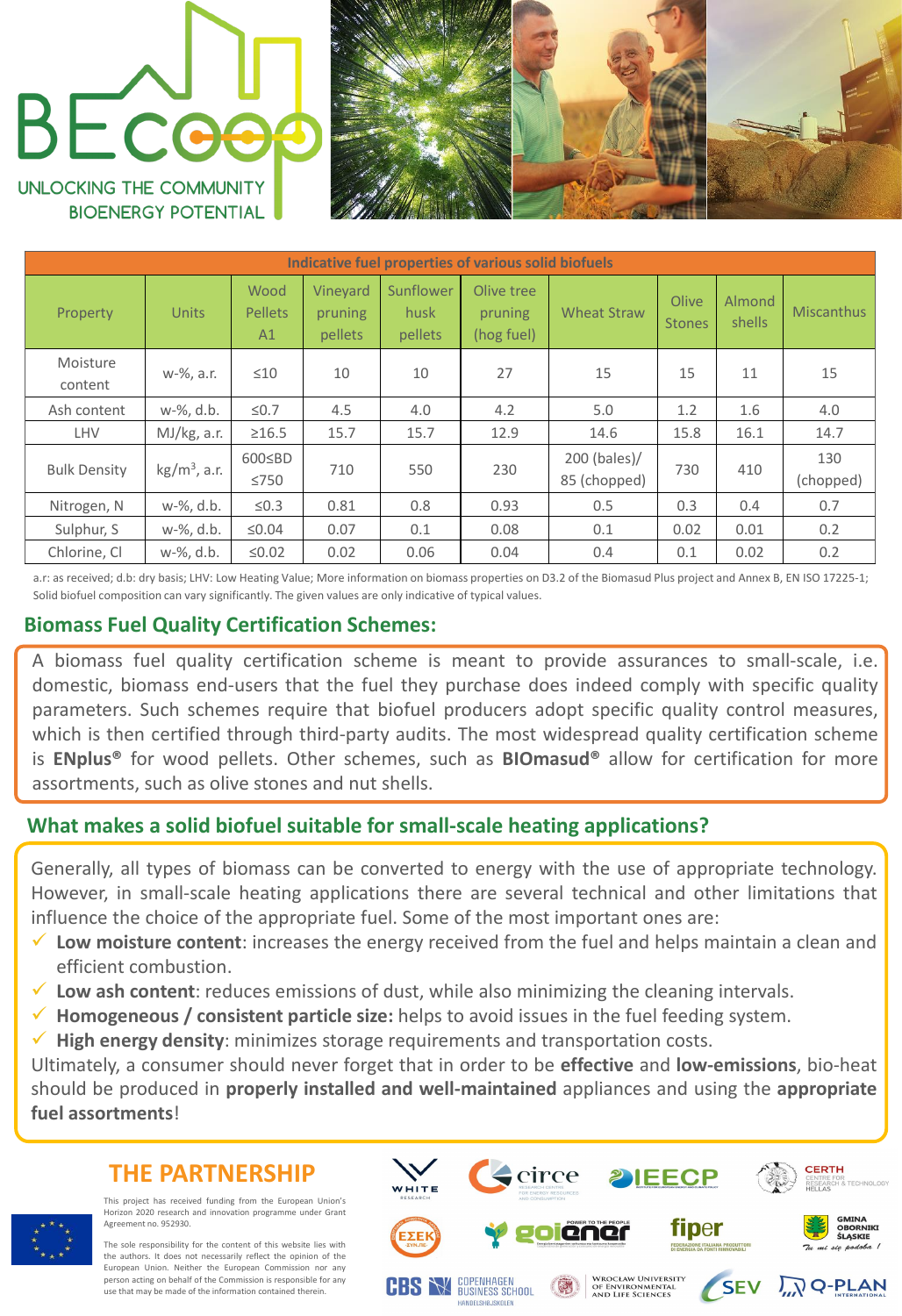BECOOP

UNLOCKING THE COMMUNITY BIOENERGY POTENTIAL

| Indicative fuel properties of various solid biofuels | | | | | | | | | |
|---|---|---|---|---|---|---|---|---|---|
| Property | Units | Wood Pellets A1 | Vineyard pruning pellets | Sunflower husk pellets | Olive tree pruning (hog fuel) | Wheat Straw | Olive Stones | Almond shells | Miscanthus |
| Moisture content | w-%, a.r. | ≤10 | 10 | 10 | 27 | 15 | 15 | 11 | 15 |
| Ash content | w-%, d.b. | ≤0.7 | 4.5 | 4.0 | 4.2 | 5.0 | 1.2 | 1.6 | 4.0 |
| LHV | MJ/kg, a.r. | ≥16.5 | 15.7 | 15.7 | 12.9 | 14.6 | 15.8 | 16.1 | 14.7 |
| Bulk Density | kg/m$^3$, a.r. | 600≤BD ≤750 | 710 | 550 | 230 | 200 (bales)/ 85 (chopped) | 730 | 410 | 130 (chopped) |
| Nitrogen, N | w-%, d.b. | ≤0.3 | 0.81 | 0.8 | 0.93 | 0.5 | 0.3 | 0.4 | 0.7 |
| Sulphur, S | w-%, d.b. | ≤0.04 | 0.07 | 0.1 | 0.08 | 0.1 | 0.02 | 0.01 | 0.2 |
| Chlorine, Cl | w-%, d.b. | ≤0.02 | 0.02 | 0.06 | 0.04 | 0.4 | 0.1 | 0.02 | 0.2 |

a.r: as received; d.b: dry basis; LHV: Low Heating Value; More information on biomass properties on D3.2 of the Biomasud Plus project and Annex B, EN ISO 17225-1; Solid biofuel composition can vary significantly. The given values are only indicative of typical values.

## Biomass Fuel Quality Certification Schemes:

A biomass fuel quality certification scheme is meant to provide assurances to small-scale, i.e. domestic, biomass end-users that the fuel they purchase does indeed comply with specific quality parameters. Such schemes require that biofuel producers adopt specific quality control measures, which is then certified through third-party audits. The most widespread quality certification scheme is **ENplus®** for wood pellets. Other schemes, such as **BIOmasud®** allow for certification for more assortments, such as olive stones and nut shells.

## What makes a solid biofuel suitable for small-scale heating applications?

Generally, all types of biomass can be converted to energy with the use of appropriate technology. However, in small-scale heating applications there are several technical and other limitations that influence the choice of the appropriate fuel. Some of the most important ones are:

- ✓ **Low moisture content**: increases the energy received from the fuel and helps maintain a clean and efficient combustion.
- ✓ **Low ash content**: reduces emissions of dust, while also minimizing the cleaning intervals.
- ✓ **Homogeneous / consistent particle size:** helps to avoid issues in the fuel feeding system.
- ✓ **High energy density**: minimizes storage requirements and transportation costs.

Ultimately, a consumer should never forget that in order to be **effective** and **low-emissions**, bio-heat should be produced in **properly installed and well-maintained** appliances and using the **appropriate fuel assortments**!

## THE PARTNERSHIP

This project has received funding from the European Union's Horizon 2020 research and innovation programme under Grant Agreement no. 952930.

The sole responsibility for the content of this website lies with the authors. It does not necessarily reflect the opinion of the European Union. Neither the European Commission nor any person acting on behalf of the Commission is responsible for any use that may be made of the information contained therein.

WHITE RESEARCH · circe · IEECP · CERTH · ΕΣΕΚ · goiener · fiper · GMINA OBORNIKI ŚLĄSKIE · CBS COPENHAGEN BUSINESS SCHOOL · WROCLAW UNIVERSITY OF ENVIRONMENTAL AND LIFE SCIENCES · SEV · Q-PLAN INTERNATIONAL